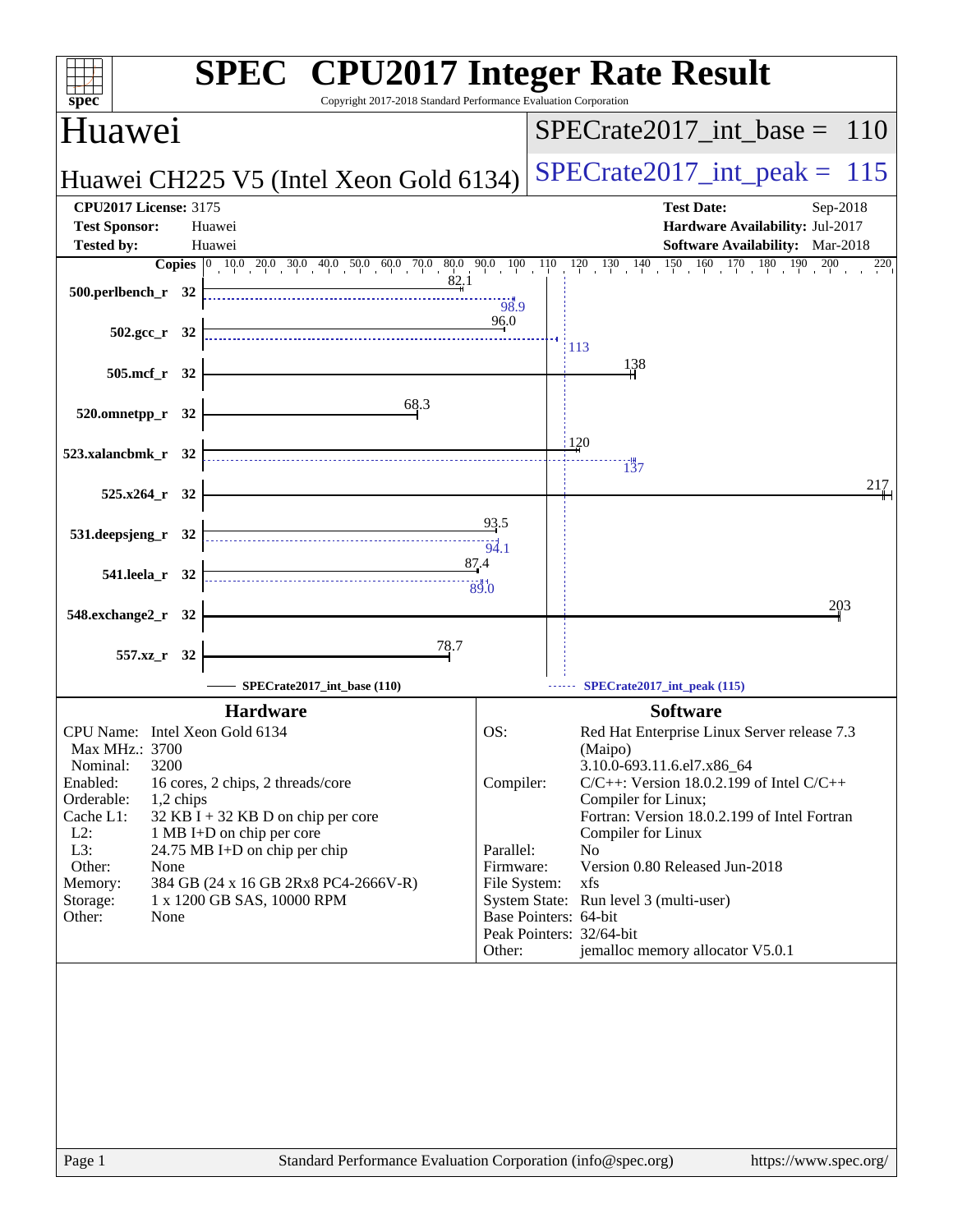# SPEC CPU2017 Integer Rate Result

Copyright 2017-2018 Standard Performance Evaluation Corporation

## Huawei

**Huawei CH225 V5 (Intel Xeon Gold 6134)**

SPECrate2017_int_base = 110

SPECrate2017_int_peak = 115

| | | | |
|---|---|---|---|
| **CPU2017 License:** | 3175 | **Test Date:** | Sep-2018 |
| **Test Sponsor:** | Huawei | **Hardware Availability:** | Jul-2017 |
| **Tested by:** | Huawei | **Software Availability:** | Mar-2018 |

| Benchmark | Copies | Base | Peak |
|---|---|---|---|
| 500.perlbench_r | 32 | 82.1 | 98.9 |
| 502.gcc_r | 32 | 96.0 | 113 |
| 505.mcf_r | 32 | 138 | |
| 520.omnetpp_r | 32 | 68.3 | |
| 523.xalancbmk_r | 32 | 120 | 137 |
| 525.x264_r | 32 | 217 | |
| 531.deepsjeng_r | 32 | 93.5 | 94.1 |
| 541.leela_r | 32 | 87.4 | 89.0 |
| 548.exchange2_r | 32 | 203 | |
| 557.xz_r | 32 | 78.7 | |

SPECrate2017_int_base (110) ------ SPECrate2017_int_peak (115)

### Hardware

| | |
|---|---|
| CPU Name: | Intel Xeon Gold 6134 |
| Max MHz.: | 3700 |
| Nominal: | 3200 |
| Enabled: | 16 cores, 2 chips, 2 threads/core |
| Orderable: | 1,2 chips |
| Cache L1: | 32 KB I + 32 KB D on chip per core |
| L2: | 1 MB I+D on chip per core |
| L3: | 24.75 MB I+D on chip per chip |
| Other: | None |
| Memory: | 384 GB (24 x 16 GB 2Rx8 PC4-2666V-R) |
| Storage: | 1 x 1200 GB SAS, 10000 RPM |
| Other: | None |

### Software

| | |
|---|---|
| OS: | Red Hat Enterprise Linux Server release 7.3 (Maipo) 3.10.0-693.11.6.el7.x86_64 |
| Compiler: | C/C++: Version 18.0.2.199 of Intel C/C++ Compiler for Linux; Fortran: Version 18.0.2.199 of Intel Fortran Compiler for Linux |
| Parallel: | No |
| Firmware: | Version 0.80 Released Jun-2018 |
| File System: | xfs |
| System State: | Run level 3 (multi-user) |
| Base Pointers: | 64-bit |
| Peak Pointers: | 32/64-bit |
| Other: | jemalloc memory allocator V5.0.1 |

Standard Performance Evaluation Corporation (info@spec.org) https://www.spec.org/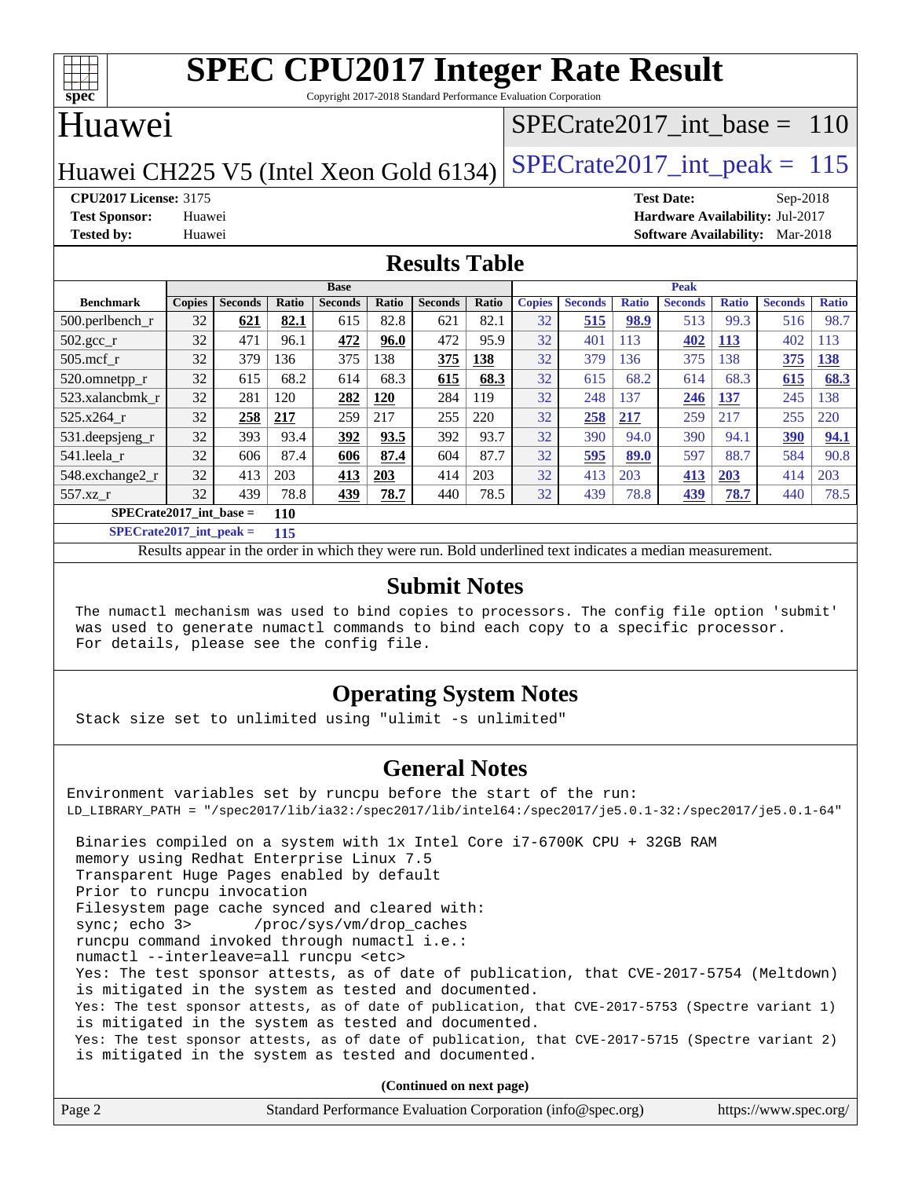# SPEC CPU2017 Integer Rate Result

Copyright 2017-2018 Standard Performance Evaluation Corporation

## Huawei

Huawei CH225 V5 (Intel Xeon Gold 6134)

SPECrate2017_int_base = 110

SPECrate2017_int_peak = 115

**CPU2017 License:** 3175
**Test Sponsor:** Huawei
**Tested by:** Huawei

**Test Date:** Sep-2018
**Hardware Availability:** Jul-2017
**Software Availability:** Mar-2018

## Results Table

| Benchmark | Base | | | | | | | Peak | | | | | | |
|---|---|---|---|---|---|---|---|---|---|---|---|---|---|---|
| | Copies | Seconds | Ratio | Seconds | Ratio | Seconds | Ratio | Copies | Seconds | Ratio | Seconds | Ratio | Seconds | Ratio |
| 500.perlbench_r | 32 | **621** | **82.1** | 615 | 82.8 | 621 | 82.1 | 32 | **515** | **98.9** | 513 | 99.3 | 516 | 98.7 |
| 502.gcc_r | 32 | 471 | 96.1 | **472** | **96.0** | 472 | 95.9 | 32 | 401 | 113 | **402** | **113** | 402 | 113 |
| 505.mcf_r | 32 | 379 | 136 | 375 | 138 | **375** | **138** | 32 | 379 | 136 | 375 | 138 | **375** | **138** |
| 520.omnetpp_r | 32 | 615 | 68.2 | 614 | 68.3 | **615** | **68.3** | 32 | 615 | 68.2 | 614 | 68.3 | **615** | **68.3** |
| 523.xalancbmk_r | 32 | 281 | 120 | **282** | **120** | 284 | 119 | 32 | 248 | 137 | **246** | **137** | 245 | 138 |
| 525.x264_r | 32 | **258** | **217** | 259 | 217 | 255 | 220 | 32 | **258** | **217** | 259 | 217 | 255 | 220 |
| 531.deepsjeng_r | 32 | 393 | 93.4 | **392** | **93.5** | 392 | 93.7 | 32 | 390 | 94.0 | 390 | 94.1 | **390** | **94.1** |
| 541.leela_r | 32 | 606 | 87.4 | **606** | **87.4** | 604 | 87.7 | 32 | **595** | **89.0** | 597 | 88.7 | 584 | 90.8 |
| 548.exchange2_r | 32 | 413 | 203 | **413** | **203** | 414 | 203 | 32 | 413 | 203 | **413** | **203** | 414 | 203 |
| 557.xz_r | 32 | 439 | 78.8 | **439** | **78.7** | 440 | 78.5 | 32 | 439 | 78.8 | **439** | **78.7** | 440 | 78.5 |

**SPECrate2017_int_base = 110**

**SPECrate2017_int_peak = 115**

Results appear in the order in which they were run. Bold underlined text indicates a median measurement.

## Submit Notes

```
The numactl mechanism was used to bind copies to processors. The config file option 'submit'
was used to generate numactl commands to bind each copy to a specific processor.
For details, please see the config file.
```

## Operating System Notes

```
Stack size set to unlimited using "ulimit -s unlimited"
```

## General Notes

```
Environment variables set by runcpu before the start of the run:
LD_LIBRARY_PATH = "/spec2017/lib/ia32:/spec2017/lib/intel64:/spec2017/je5.0.1-32:/spec2017/je5.0.1-64"

 Binaries compiled on a system with 1x Intel Core i7-6700K CPU + 32GB RAM
 memory using Redhat Enterprise Linux 7.5
 Transparent Huge Pages enabled by default
 Prior to runcpu invocation
 Filesystem page cache synced and cleared with:
 sync; echo 3>       /proc/sys/vm/drop_caches
 runcpu command invoked through numactl i.e.:
 numactl --interleave=all runcpu <etc>
 Yes: The test sponsor attests, as of date of publication, that CVE-2017-5754 (Meltdown)
 is mitigated in the system as tested and documented.
 Yes: The test sponsor attests, as of date of publication, that CVE-2017-5753 (Spectre variant 1)
 is mitigated in the system as tested and documented.
 Yes: The test sponsor attests, as of date of publication, that CVE-2017-5715 (Spectre variant 2)
 is mitigated in the system as tested and documented.
```

**(Continued on next page)**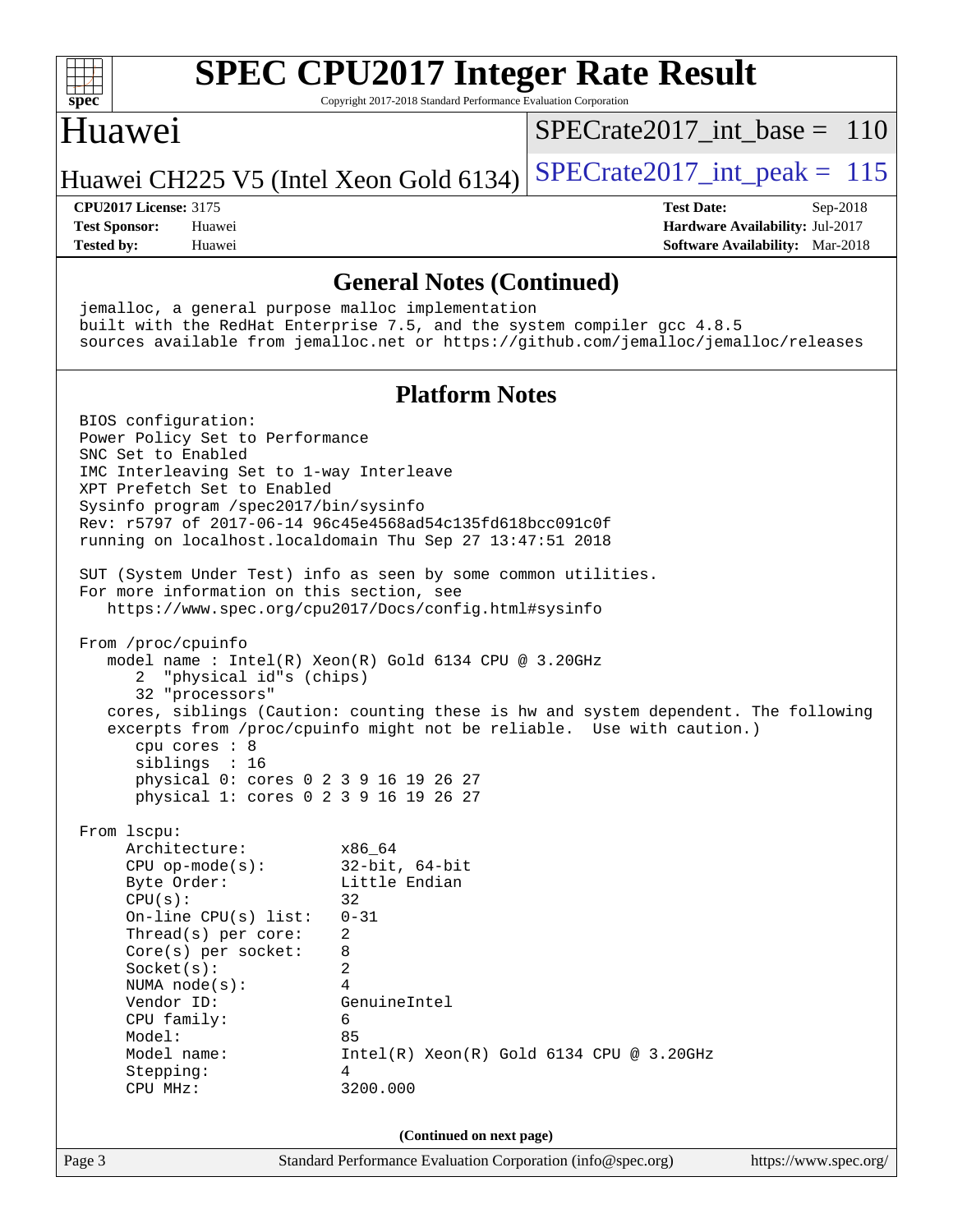## General Notes (Continued)

```
jemalloc, a general purpose malloc implementation
built with the RedHat Enterprise 7.5, and the system compiler gcc 4.8.5
sources available from jemalloc.net or https://github.com/jemalloc/jemalloc/releases
```

## Platform Notes

```
BIOS configuration:
Power Policy Set to Performance
SNC Set to Enabled
IMC Interleaving Set to 1-way Interleave
XPT Prefetch Set to Enabled
Sysinfo program /spec2017/bin/sysinfo
Rev: r5797 of 2017-06-14 96c45e4568ad54c135fd618bcc091c0f
running on localhost.localdomain Thu Sep 27 13:47:51 2018

SUT (System Under Test) info as seen by some common utilities.
For more information on this section, see
   https://www.spec.org/cpu2017/Docs/config.html#sysinfo

From /proc/cpuinfo
   model name : Intel(R) Xeon(R) Gold 6134 CPU @ 3.20GHz
      2  "physical id"s (chips)
      32 "processors"
   cores, siblings (Caution: counting these is hw and system dependent. The following
   excerpts from /proc/cpuinfo might not be reliable.  Use with caution.)
      cpu cores : 8
      siblings  : 16
      physical 0: cores 0 2 3 9 16 19 26 27
      physical 1: cores 0 2 3 9 16 19 26 27

From lscpu:
     Architecture:          x86_64
     CPU op-mode(s):        32-bit, 64-bit
     Byte Order:            Little Endian
     CPU(s):                32
     On-line CPU(s) list:   0-31
     Thread(s) per core:    2
     Core(s) per socket:    8
     Socket(s):             2
     NUMA node(s):          4
     Vendor ID:             GenuineIntel
     CPU family:            6
     Model:                 85
     Model name:            Intel(R) Xeon(R) Gold 6134 CPU @ 3.20GHz
     Stepping:              4
     CPU MHz:               3200.000
```

(Continued on next page)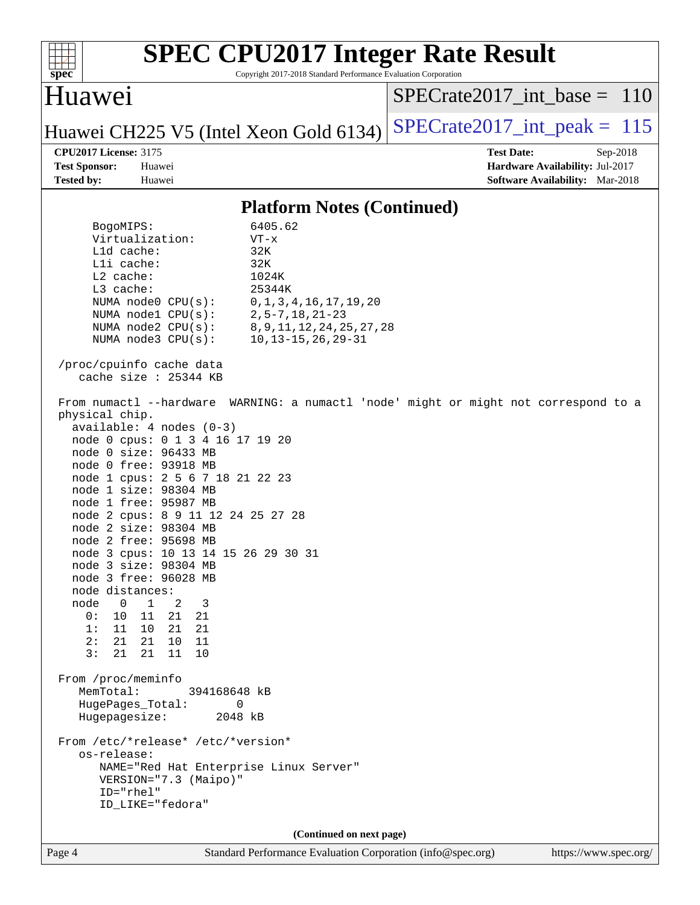## Platform Notes (Continued)

```
      BogoMIPS:              6405.62
      Virtualization:        VT-x
      L1d cache:             32K
      L1i cache:             32K
      L2 cache:              1024K
      L3 cache:              25344K
      NUMA node0 CPU(s):     0,1,3,4,16,17,19,20
      NUMA node1 CPU(s):     2,5-7,18,21-23
      NUMA node2 CPU(s):     8,9,11,12,24,25,27,28
      NUMA node3 CPU(s):     10,13-15,26,29-31

  /proc/cpuinfo cache data
     cache size : 25344 KB

  From numactl --hardware  WARNING: a numactl 'node' might or might not correspond to a
  physical chip.
    available: 4 nodes (0-3)
    node 0 cpus: 0 1 3 4 16 17 19 20
    node 0 size: 96433 MB
    node 0 free: 93918 MB
    node 1 cpus: 2 5 6 7 18 21 22 23
    node 1 size: 98304 MB
    node 1 free: 95987 MB
    node 2 cpus: 8 9 11 12 24 25 27 28
    node 2 size: 98304 MB
    node 2 free: 95698 MB
    node 3 cpus: 10 13 14 15 26 29 30 31
    node 3 size: 98304 MB
    node 3 free: 96028 MB
    node distances:
    node   0   1   2   3
      0:  10  11  21  21
      1:  11  10  21  21
      2:  21  21  10  11
      3:  21  21  11  10

  From /proc/meminfo
     MemTotal:       394168648 kB
     HugePages_Total:       0
     Hugepagesize:       2048 kB

  From /etc/*release* /etc/*version*
     os-release:
        NAME="Red Hat Enterprise Linux Server"
        VERSION="7.3 (Maipo)"
        ID="rhel"
        ID_LIKE="fedora"
```

**(Continued on next page)**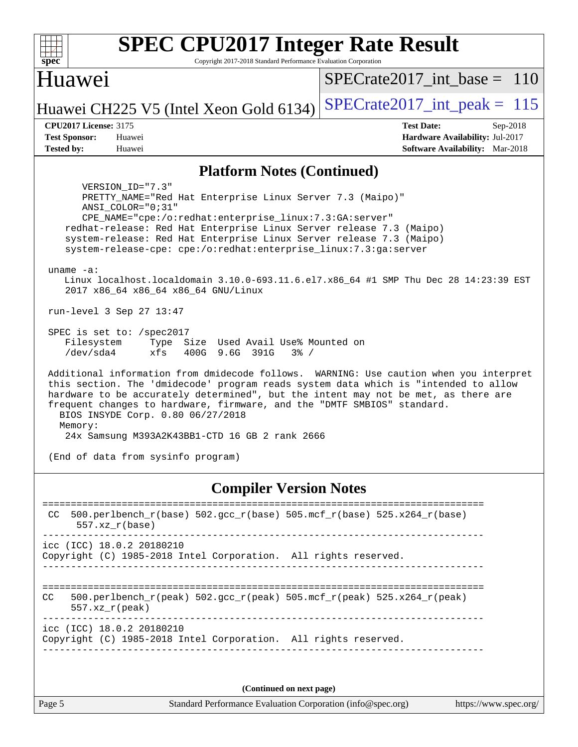## Platform Notes (Continued)

```
       VERSION_ID="7.3"
       PRETTY_NAME="Red Hat Enterprise Linux Server 7.3 (Maipo)"
       ANSI_COLOR="0;31"
       CPE_NAME="cpe:/o:redhat:enterprise_linux:7.3:GA:server"
    redhat-release: Red Hat Enterprise Linux Server release 7.3 (Maipo)
    system-release: Red Hat Enterprise Linux Server release 7.3 (Maipo)
    system-release-cpe: cpe:/o:redhat:enterprise_linux:7.3:ga:server

 uname -a:
    Linux localhost.localdomain 3.10.0-693.11.6.el7.x86_64 #1 SMP Thu Dec 28 14:23:39 EST
    2017 x86_64 x86_64 x86_64 GNU/Linux

 run-level 3 Sep 27 13:47

 SPEC is set to: /spec2017
    Filesystem     Type  Size  Used Avail Use% Mounted on
    /dev/sda4      xfs   400G  9.6G  391G   3% /

 Additional information from dmidecode follows.  WARNING: Use caution when you interpret
 this section. The 'dmidecode' program reads system data which is "intended to allow
 hardware to be accurately determined", but the intent may not be met, as there are
 frequent changes to hardware, firmware, and the "DMTF SMBIOS" standard.
   BIOS INSYDE Corp. 0.80 06/27/2018
   Memory:
    24x Samsung M393A2K43BB1-CTD 16 GB 2 rank 2666

 (End of data from sysinfo program)
```

## Compiler Version Notes

```
==============================================================================
 CC  500.perlbench_r(base) 502.gcc_r(base) 505.mcf_r(base) 525.x264_r(base)
      557.xz_r(base)
------------------------------------------------------------------------------
icc (ICC) 18.0.2 20180210
Copyright (C) 1985-2018 Intel Corporation.  All rights reserved.
------------------------------------------------------------------------------

==============================================================================
CC   500.perlbench_r(peak) 502.gcc_r(peak) 505.mcf_r(peak) 525.x264_r(peak)
      557.xz_r(peak)
------------------------------------------------------------------------------
icc (ICC) 18.0.2 20180210
Copyright (C) 1985-2018 Intel Corporation.  All rights reserved.
------------------------------------------------------------------------------
```

**(Continued on next page)**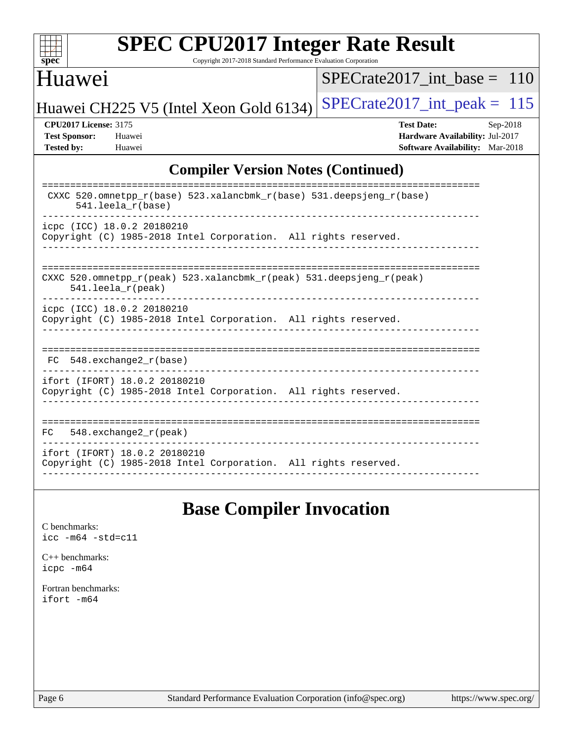## Compiler Version Notes (Continued)

```
==============================================================================
 CXXC 520.omnetpp_r(base) 523.xalancbmk_r(base) 531.deepsjeng_r(base)
      541.leela_r(base)
------------------------------------------------------------------------------
icpc (ICC) 18.0.2 20180210
Copyright (C) 1985-2018 Intel Corporation.  All rights reserved.
------------------------------------------------------------------------------

==============================================================================
CXXC 520.omnetpp_r(peak) 523.xalancbmk_r(peak) 531.deepsjeng_r(peak)
     541.leela_r(peak)
------------------------------------------------------------------------------
icpc (ICC) 18.0.2 20180210
Copyright (C) 1985-2018 Intel Corporation.  All rights reserved.
------------------------------------------------------------------------------

==============================================================================
 FC  548.exchange2_r(base)
------------------------------------------------------------------------------
ifort (IFORT) 18.0.2 20180210
Copyright (C) 1985-2018 Intel Corporation.  All rights reserved.
------------------------------------------------------------------------------

==============================================================================
FC   548.exchange2_r(peak)
------------------------------------------------------------------------------
ifort (IFORT) 18.0.2 20180210
Copyright (C) 1985-2018 Intel Corporation.  All rights reserved.
------------------------------------------------------------------------------
```

## Base Compiler Invocation

C benchmarks:
`icc -m64 -std=c11`

C++ benchmarks:
`icpc -m64`

Fortran benchmarks:
`ifort -m64`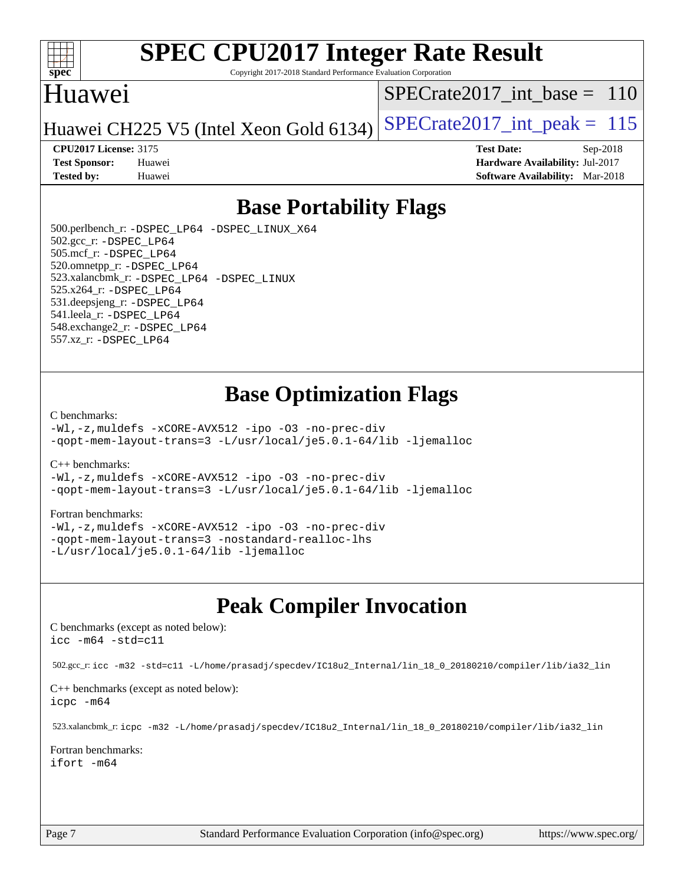# SPEC CPU2017 Integer Rate Result

Copyright 2017-2018 Standard Performance Evaluation Corporation

## Huawei

Huawei CH225 V5 (Intel Xeon Gold 6134)

SPECrate2017_int_base = 110

SPECrate2017_int_peak = 115

**CPU2017 License:** 3175
**Test Sponsor:** Huawei
**Tested by:** Huawei

**Test Date:** Sep-2018
**Hardware Availability:** Jul-2017
**Software Availability:** Mar-2018

## Base Portability Flags

500.perlbench_r: `-DSPEC_LP64 -DSPEC_LINUX_X64`
502.gcc_r: `-DSPEC_LP64`
505.mcf_r: `-DSPEC_LP64`
520.omnetpp_r: `-DSPEC_LP64`
523.xalancbmk_r: `-DSPEC_LP64 -DSPEC_LINUX`
525.x264_r: `-DSPEC_LP64`
531.deepsjeng_r: `-DSPEC_LP64`
541.leela_r: `-DSPEC_LP64`
548.exchange2_r: `-DSPEC_LP64`
557.xz_r: `-DSPEC_LP64`

## Base Optimization Flags

C benchmarks:
```
-Wl,-z,muldefs -xCORE-AVX512 -ipo -O3 -no-prec-div
-qopt-mem-layout-trans=3 -L/usr/local/je5.0.1-64/lib -ljemalloc
```

C++ benchmarks:
```
-Wl,-z,muldefs -xCORE-AVX512 -ipo -O3 -no-prec-div
-qopt-mem-layout-trans=3 -L/usr/local/je5.0.1-64/lib -ljemalloc
```

Fortran benchmarks:
```
-Wl,-z,muldefs -xCORE-AVX512 -ipo -O3 -no-prec-div
-qopt-mem-layout-trans=3 -nostandard-realloc-lhs
-L/usr/local/je5.0.1-64/lib -ljemalloc
```

## Peak Compiler Invocation

C benchmarks (except as noted below):
```
icc -m64 -std=c11
```

502.gcc_r: `icc -m32 -std=c11 -L/home/prasadj/specdev/IC18u2_Internal/lin_18_0_20180210/compiler/lib/ia32_lin`

C++ benchmarks (except as noted below):
```
icpc -m64
```

523.xalancbmk_r: `icpc -m32 -L/home/prasadj/specdev/IC18u2_Internal/lin_18_0_20180210/compiler/lib/ia32_lin`

Fortran benchmarks:
```
ifort -m64
```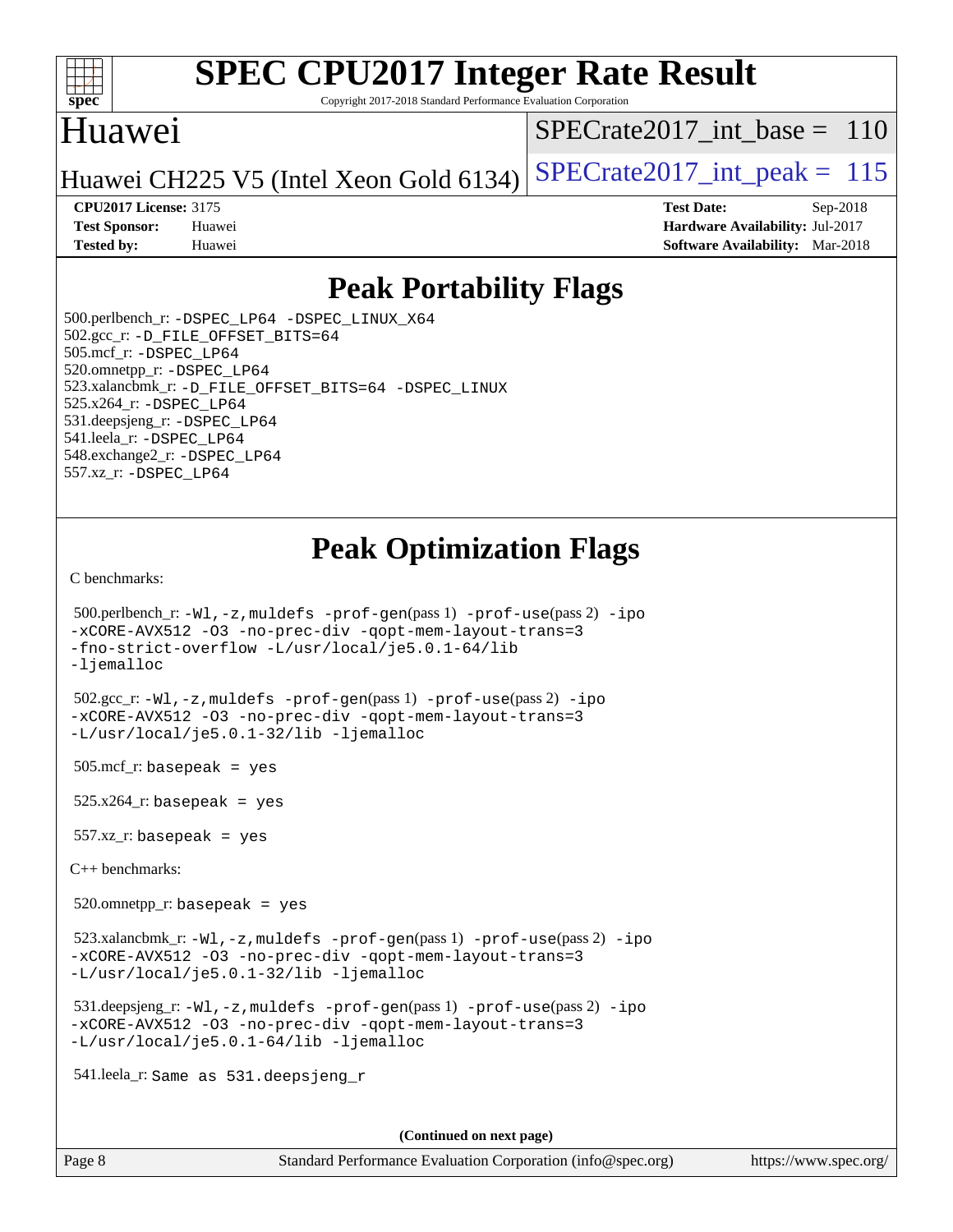# SPEC CPU2017 Integer Rate Result

Copyright 2017-2018 Standard Performance Evaluation Corporation

## Huawei

Huawei CH225 V5 (Intel Xeon Gold 6134)

SPECrate2017_int_base = 110

SPECrate2017_int_peak = 115

**CPU2017 License:** 3175
**Test Sponsor:** Huawei
**Tested by:** Huawei

**Test Date:** Sep-2018
**Hardware Availability:** Jul-2017
**Software Availability:** Mar-2018

## Peak Portability Flags

500.perlbench_r: `-DSPEC_LP64 -DSPEC_LINUX_X64`
502.gcc_r: `-D_FILE_OFFSET_BITS=64`
505.mcf_r: `-DSPEC_LP64`
520.omnetpp_r: `-DSPEC_LP64`
523.xalancbmk_r: `-D_FILE_OFFSET_BITS=64 -DSPEC_LINUX`
525.x264_r: `-DSPEC_LP64`
531.deepsjeng_r: `-DSPEC_LP64`
541.leela_r: `-DSPEC_LP64`
548.exchange2_r: `-DSPEC_LP64`
557.xz_r: `-DSPEC_LP64`

## Peak Optimization Flags

C benchmarks:

500.perlbench_r: `-Wl,-z,muldefs -prof-gen`(pass 1) `-prof-use`(pass 2) `-ipo -xCORE-AVX512 -O3 -no-prec-div -qopt-mem-layout-trans=3 -fno-strict-overflow -L/usr/local/je5.0.1-64/lib -ljemalloc`

502.gcc_r: `-Wl,-z,muldefs -prof-gen`(pass 1) `-prof-use`(pass 2) `-ipo -xCORE-AVX512 -O3 -no-prec-div -qopt-mem-layout-trans=3 -L/usr/local/je5.0.1-32/lib -ljemalloc`

505.mcf_r: `basepeak = yes`

525.x264_r: `basepeak = yes`

557.xz_r: `basepeak = yes`

C++ benchmarks:

520.omnetpp_r: `basepeak = yes`

523.xalancbmk_r: `-Wl,-z,muldefs -prof-gen`(pass 1) `-prof-use`(pass 2) `-ipo -xCORE-AVX512 -O3 -no-prec-div -qopt-mem-layout-trans=3 -L/usr/local/je5.0.1-32/lib -ljemalloc`

531.deepsjeng_r: `-Wl,-z,muldefs -prof-gen`(pass 1) `-prof-use`(pass 2) `-ipo -xCORE-AVX512 -O3 -no-prec-div -qopt-mem-layout-trans=3 -L/usr/local/je5.0.1-64/lib -ljemalloc`

541.leela_r: `Same as 531.deepsjeng_r`

**(Continued on next page)**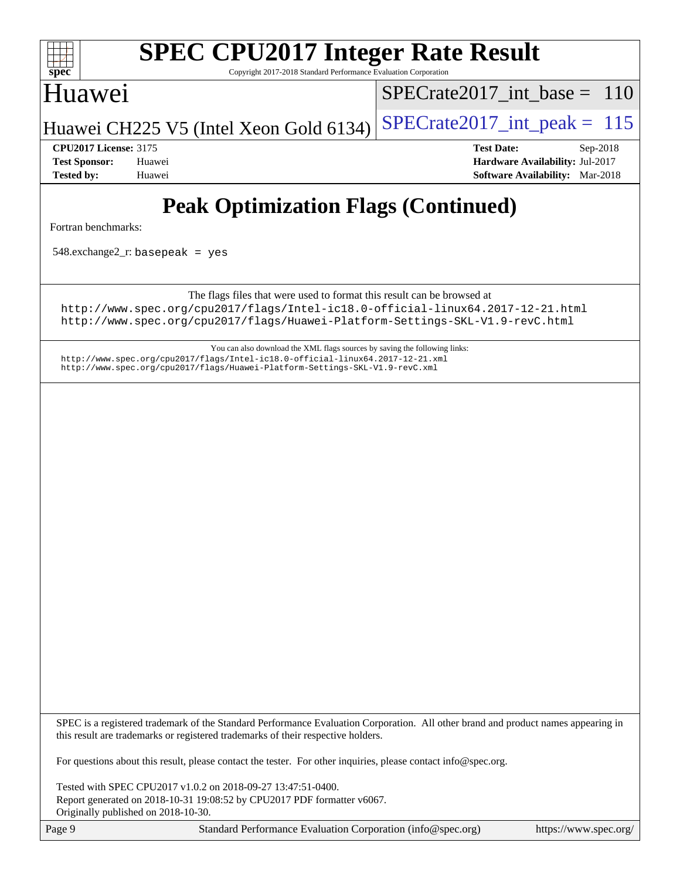# SPEC CPU2017 Integer Rate Result

Copyright 2017-2018 Standard Performance Evaluation Corporation

**Huawei**

Huawei CH225 V5 (Intel Xeon Gold 6134)

SPECrate2017_int_base = 110

SPECrate2017_int_peak = 115

**CPU2017 License:** 3175
**Test Sponsor:** Huawei
**Tested by:** Huawei

**Test Date:** Sep-2018
**Hardware Availability:** Jul-2017
**Software Availability:** Mar-2018

## Peak Optimization Flags (Continued)

Fortran benchmarks:

548.exchange2_r: `basepeak = yes`

The flags files that were used to format this result can be browsed at

http://www.spec.org/cpu2017/flags/Intel-ic18.0-official-linux64.2017-12-21.html
http://www.spec.org/cpu2017/flags/Huawei-Platform-Settings-SKL-V1.9-revC.html

You can also download the XML flags sources by saving the following links:

http://www.spec.org/cpu2017/flags/Intel-ic18.0-official-linux64.2017-12-21.xml
http://www.spec.org/cpu2017/flags/Huawei-Platform-Settings-SKL-V1.9-revC.xml

SPEC is a registered trademark of the Standard Performance Evaluation Corporation. All other brand and product names appearing in this result are trademarks or registered trademarks of their respective holders.

For questions about this result, please contact the tester. For other inquiries, please contact info@spec.org.

Tested with SPEC CPU2017 v1.0.2 on 2018-09-27 13:47:51-0400.
Report generated on 2018-10-31 19:08:52 by CPU2017 PDF formatter v6067.
Originally published on 2018-10-30.